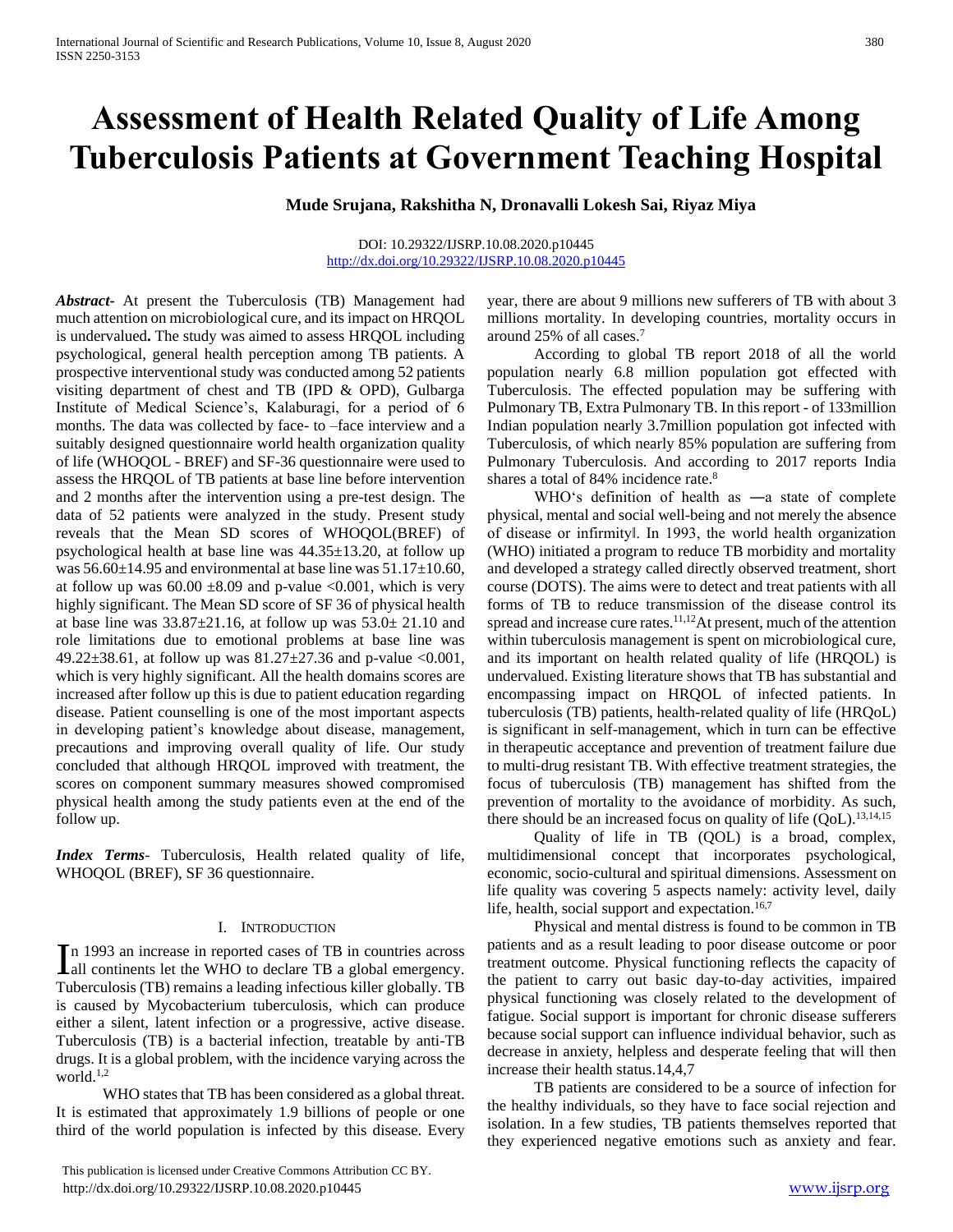# Assessment of Health Related Quality of Life Among Tuberculosis Patients at Government Teaching Hospital

**Mude Srujana, Rakshitha N, Dronavalli Lokesh Sai, Riyaz Miya**

DOI: 10.29322/IJSRP.10.08.2020.p10445
http://dx.doi.org/10.29322/IJSRP.10.08.2020.p10445

***Abstract*-** At present the Tuberculosis (TB) Management had much attention on microbiological cure, and its impact on HRQOL is undervalued**.** The study was aimed to assess HRQOL including psychological, general health perception among TB patients. A prospective interventional study was conducted among 52 patients visiting department of chest and TB (IPD & OPD), Gulbarga Institute of Medical Science's, Kalaburagi, for a period of 6 months. The data was collected by face- to –face interview and a suitably designed questionnaire world health organization quality of life (WHOQOL - BREF) and SF-36 questionnaire were used to assess the HRQOL of TB patients at base line before intervention and 2 months after the intervention using a pre-test design. The data of 52 patients were analyzed in the study. Present study reveals that the Mean SD scores of WHOQOL(BREF) of psychological health at base line was 44.35±13.20, at follow up was 56.60±14.95 and environmental at base line was 51.17±10.60, at follow up was 60.00 ±8.09 and p-value <0.001, which is very highly significant. The Mean SD score of SF 36 of physical health at base line was 33.87±21.16, at follow up was 53.0± 21.10 and role limitations due to emotional problems at base line was 49.22±38.61, at follow up was 81.27±27.36 and p-value <0.001, which is very highly significant. All the health domains scores are increased after follow up this is due to patient education regarding disease. Patient counselling is one of the most important aspects in developing patient's knowledge about disease, management, precautions and improving overall quality of life. Our study concluded that although HRQOL improved with treatment, the scores on component summary measures showed compromised physical health among the study patients even at the end of the follow up.

***Index Terms*-** Tuberculosis, Health related quality of life, WHOQOL (BREF), SF 36 questionnaire.

## I. Introduction

In 1993 an increase in reported cases of TB in countries across all continents let the WHO to declare TB a global emergency. Tuberculosis (TB) remains a leading infectious killer globally. TB is caused by Mycobacterium tuberculosis, which can produce either a silent, latent infection or a progressive, active disease. Tuberculosis (TB) is a bacterial infection, treatable by anti-TB drugs. It is a global problem, with the incidence varying across the world.[1,2]

WHO states that TB has been considered as a global threat. It is estimated that approximately 1.9 billions of people or one third of the world population is infected by this disease. Every year, there are about 9 millions new sufferers of TB with about 3 millions mortality. In developing countries, mortality occurs in around 25% of all cases.[7]

According to global TB report 2018 of all the world population nearly 6.8 million population got effected with Tuberculosis. The effected population may be suffering with Pulmonary TB, Extra Pulmonary TB. In this report - of 133million Indian population nearly 3.7million population got infected with Tuberculosis, of which nearly 85% population are suffering from Pulmonary Tuberculosis. And according to 2017 reports India shares a total of 84% incidence rate.[8]

WHO's definition of health as ―a state of complete physical, mental and social well-being and not merely the absence of disease or infirmity‖. In 1993, the world health organization (WHO) initiated a program to reduce TB morbidity and mortality and developed a strategy called directly observed treatment, short course (DOTS). The aims were to detect and treat patients with all forms of TB to reduce transmission of the disease control its spread and increase cure rates.[11,12] At present, much of the attention within tuberculosis management is spent on microbiological cure, and its important on health related quality of life (HRQOL) is undervalued. Existing literature shows that TB has substantial and encompassing impact on HRQOL of infected patients. In tuberculosis (TB) patients, health-related quality of life (HRQoL) is significant in self-management, which in turn can be effective in therapeutic acceptance and prevention of treatment failure due to multi-drug resistant TB. With effective treatment strategies, the focus of tuberculosis (TB) management has shifted from the prevention of mortality to the avoidance of morbidity. As such, there should be an increased focus on quality of life (QoL).[13,14,15]

Quality of life in TB (QOL) is a broad, complex, multidimensional concept that incorporates psychological, economic, socio-cultural and spiritual dimensions. Assessment on life quality was covering 5 aspects namely: activity level, daily life, health, social support and expectation.[16,7]

Physical and mental distress is found to be common in TB patients and as a result leading to poor disease outcome or poor treatment outcome. Physical functioning reflects the capacity of the patient to carry out basic day-to-day activities, impaired physical functioning was closely related to the development of fatigue. Social support is important for chronic disease sufferers because social support can influence individual behavior, such as decrease in anxiety, helpless and desperate feeling that will then increase their health status.14,4,7

TB patients are considered to be a source of infection for the healthy individuals, so they have to face social rejection and isolation. In a few studies, TB patients themselves reported that they experienced negative emotions such as anxiety and fear.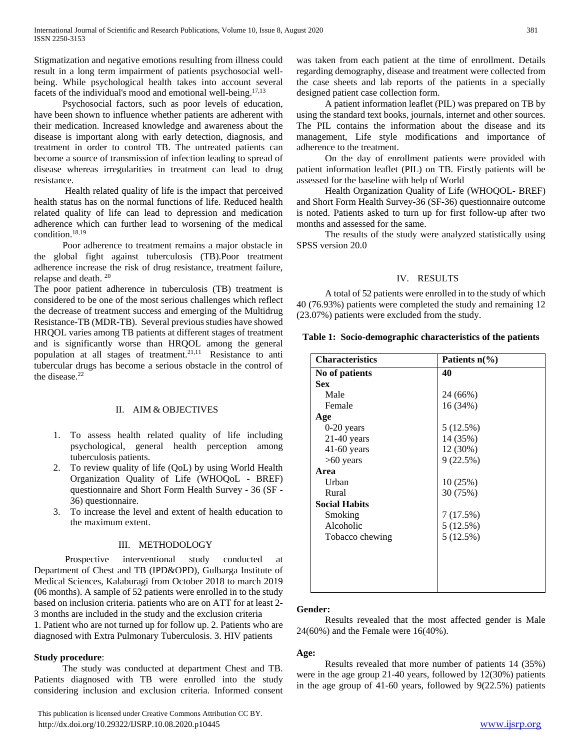Stigmatization and negative emotions resulting from illness could result in a long term impairment of patients psychosocial well-being. While psychological health takes into account several facets of the individual's mood and emotional well-being.[17,13]

Psychosocial factors, such as poor levels of education, have been shown to influence whether patients are adherent with their medication. Increased knowledge and awareness about the disease is important along with early detection, diagnosis, and treatment in order to control TB. The untreated patients can become a source of transmission of infection leading to spread of disease whereas irregularities in treatment can lead to drug resistance.

Health related quality of life is the impact that perceived health status has on the normal functions of life. Reduced health related quality of life can lead to depression and medication adherence which can further lead to worsening of the medical condition.[18,19]

Poor adherence to treatment remains a major obstacle in the global fight against tuberculosis (TB).Poor treatment adherence increase the risk of drug resistance, treatment failure, relapse and death. [20]

The poor patient adherence in tuberculosis (TB) treatment is considered to be one of the most serious challenges which reflect the decrease of treatment success and emerging of the Multidrug Resistance-TB (MDR-TB). Several previous studies have showed HRQOL varies among TB patients at different stages of treatment and is significantly worse than HRQOL among the general population at all stages of treatment.[21,11] Resistance to anti tubercular drugs has become a serious obstacle in the control of the disease.[22]

## II. AIM & OBJECTIVES

1. To assess health related quality of life including psychological, general health perception among tuberculosis patients.
2. To review quality of life (QoL) by using World Health Organization Quality of Life (WHOQoL - BREF) questionnaire and Short Form Health Survey - 36 (SF - 36) questionnaire.
3. To increase the level and extent of health education to the maximum extent.

## III. METHODOLOGY

Prospective interventional study conducted at Department of Chest and TB (IPD&OPD), Gulbarga Institute of Medical Sciences, Kalaburagi from October 2018 to march 2019 **(**06 months). A sample of 52 patients were enrolled in to the study based on inclusion criteria. patients who are on ATT for at least 2-3 months are included in the study and the exclusion criteria

1. Patient who are not turned up for follow up. 2. Patients who are diagnosed with Extra Pulmonary Tuberculosis. 3. HIV patients

**Study procedure**:

The study was conducted at department Chest and TB. Patients diagnosed with TB were enrolled into the study considering inclusion and exclusion criteria. Informed consent was taken from each patient at the time of enrollment. Details regarding demography, disease and treatment were collected from the case sheets and lab reports of the patients in a specially designed patient case collection form.

A patient information leaflet (PIL) was prepared on TB by using the standard text books, journals, internet and other sources. The PIL contains the information about the disease and its management, Life style modifications and importance of adherence to the treatment.

On the day of enrollment patients were provided with patient information leaflet (PIL) on TB. Firstly patients will be assessed for the baseline with help of World

Health Organization Quality of Life (WHOQOL- BREF) and Short Form Health Survey-36 (SF-36) questionnaire outcome is noted. Patients asked to turn up for first follow-up after two months and assessed for the same.

The results of the study were analyzed statistically using SPSS version 20.0

## IV. RESULTS

A total of 52 patients were enrolled in to the study of which 40 (76.93%) patients were completed the study and remaining 12 (23.07%) patients were excluded from the study.

**Table 1: Socio-demographic characteristics of the patients**

| Characteristics | Patients n(%) |
|---|---|
| **No of patients** | **40** |
| **Sex** | |
| Male | 24 (66%) |
| Female | 16 (34%) |
| **Age** | |
| 0-20 years | 5 (12.5%) |
| 21-40 years | 14 (35%) |
| 41-60 years | 12 (30%) |
| >60 years | 9 (22.5%) |
| **Area** | |
| Urban | 10 (25%) |
| Rural | 30 (75%) |
| **Social Habits** | |
| Smoking | 7 (17.5%) |
| Alcoholic | 5 (12.5%) |
| Tobacco chewing | 5 (12.5%) |

**Gender:**

Results revealed that the most affected gender is Male 24(60%) and the Female were 16(40%).

**Age:**

Results revealed that more number of patients 14 (35%) were in the age group 21-40 years, followed by 12(30%) patients in the age group of 41-60 years, followed by 9(22.5%) patients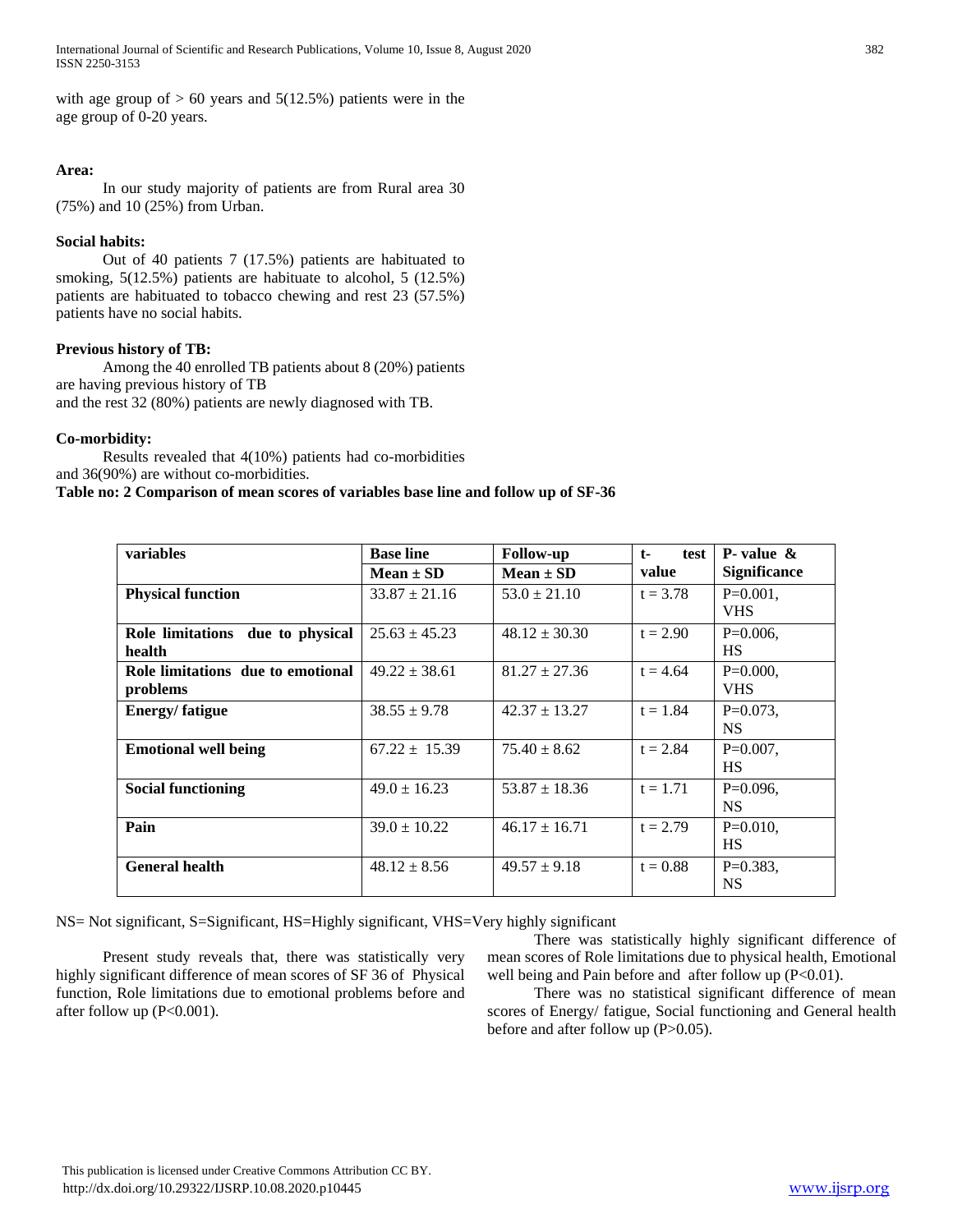with age group of > 60 years and 5(12.5%) patients were in the age group of 0-20 years.

**Area:**

In our study majority of patients are from Rural area 30 (75%) and 10 (25%) from Urban.

**Social habits:**

Out of 40 patients 7 (17.5%) patients are habituated to smoking, 5(12.5%) patients are habituate to alcohol, 5 (12.5%) patients are habituated to tobacco chewing and rest 23 (57.5%) patients have no social habits.

**Previous history of TB:**

Among the 40 enrolled TB patients about 8 (20%) patients are having previous history of TB and the rest 32 (80%) patients are newly diagnosed with TB.

**Co-morbidity:**

Results revealed that 4(10%) patients had co-morbidities and 36(90%) are without co-morbidities.

**Table no: 2 Comparison of mean scores of variables base line and follow up of SF-36**

| variables | Base line Mean ± SD | Follow-up Mean ± SD | t- test value | P- value & Significance |
|---|---|---|---|---|
| **Physical function** | 33.87 ± 21.16 | 53.0 ± 21.10 | t = 3.78 | P=0.001, VHS |
| **Role limitations due to physical health** | 25.63 ± 45.23 | 48.12 ± 30.30 | t = 2.90 | P=0.006, HS |
| **Role limitations due to emotional problems** | 49.22 ± 38.61 | 81.27 ± 27.36 | t = 4.64 | P=0.000, VHS |
| **Energy/ fatigue** | 38.55 ± 9.78 | 42.37 ± 13.27 | t = 1.84 | P=0.073, NS |
| **Emotional well being** | 67.22 ± 15.39 | 75.40 ± 8.62 | t = 2.84 | P=0.007, HS |
| **Social functioning** | 49.0 ± 16.23 | 53.87 ± 18.36 | t = 1.71 | P=0.096, NS |
| **Pain** | 39.0 ± 10.22 | 46.17 ± 16.71 | t = 2.79 | P=0.010, HS |
| **General health** | 48.12 ± 8.56 | 49.57 ± 9.18 | t = 0.88 | P=0.383, NS |

NS= Not significant, S=Significant, HS=Highly significant, VHS=Very highly significant

Present study reveals that, there was statistically very highly significant difference of mean scores of SF 36 of Physical function, Role limitations due to emotional problems before and after follow up (P<0.001).

There was statistically highly significant difference of mean scores of Role limitations due to physical health, Emotional well being and Pain before and after follow up (P<0.01).

There was no statistical significant difference of mean scores of Energy/ fatigue, Social functioning and General health before and after follow up (P>0.05).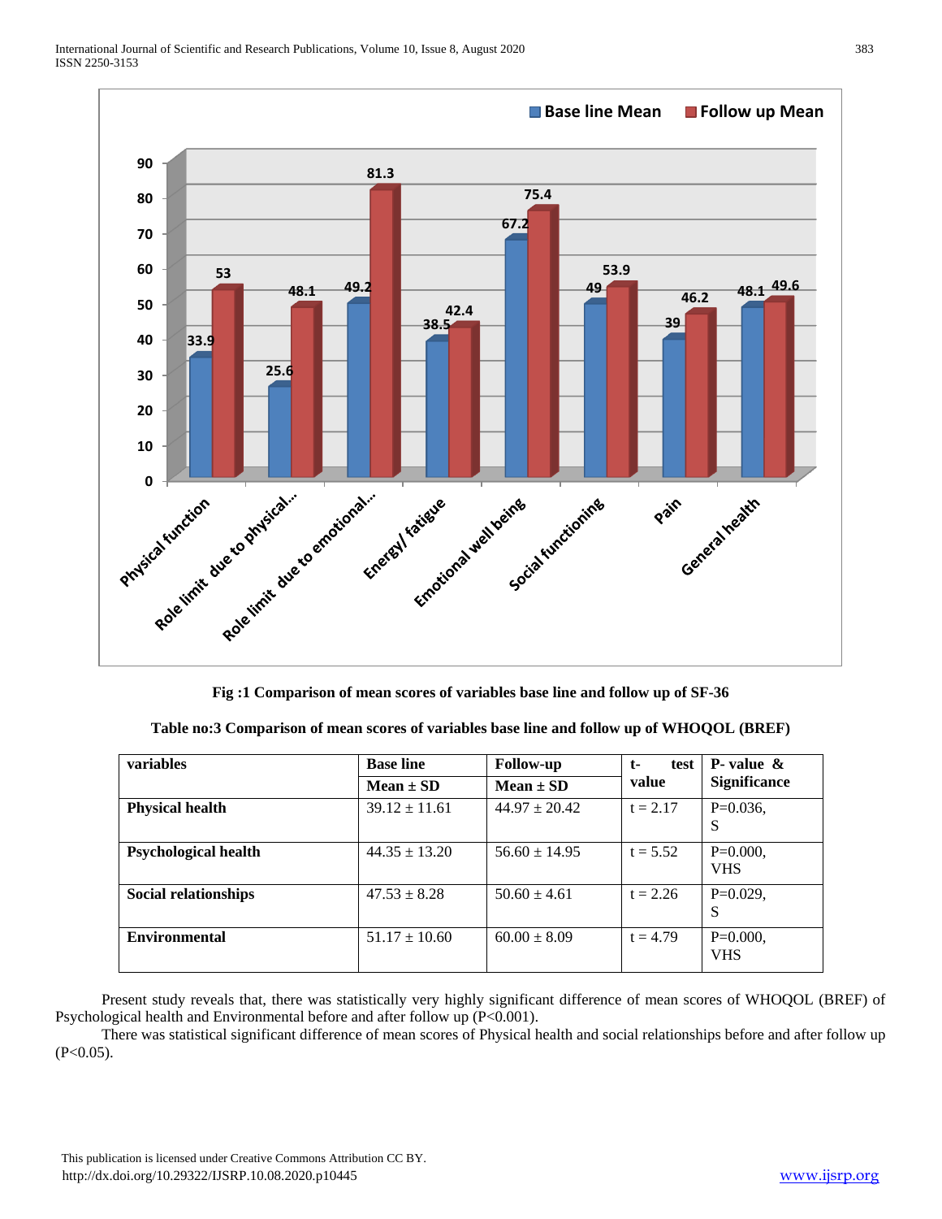Fig :1 Comparison of mean scores of variables base line and follow up of SF-36

**Table no:3 Comparison of mean scores of variables base line and follow up of WHOQOL (BREF)**

| variables | Base line | Follow-up | t- test value | P- value & Significance |
|---|---|---|---|---|
| | Mean ± SD | Mean ± SD | | |
| **Physical health** | 39.12 ± 11.61 | 44.97 ± 20.42 | t = 2.17 | P=0.036, S |
| **Psychological health** | 44.35 ± 13.20 | 56.60 ± 14.95 | t = 5.52 | P=0.000, VHS |
| **Social relationships** | 47.53 ± 8.28 | 50.60 ± 4.61 | t = 2.26 | P=0.029, S |
| **Environmental** | 51.17 ± 10.60 | 60.00 ± 8.09 | t = 4.79 | P=0.000, VHS |

Present study reveals that, there was statistically very highly significant difference of mean scores of WHOQOL (BREF) of Psychological health and Environmental before and after follow up ($P<0.001$).

There was statistical significant difference of mean scores of Physical health and social relationships before and after follow up ($P<0.05$).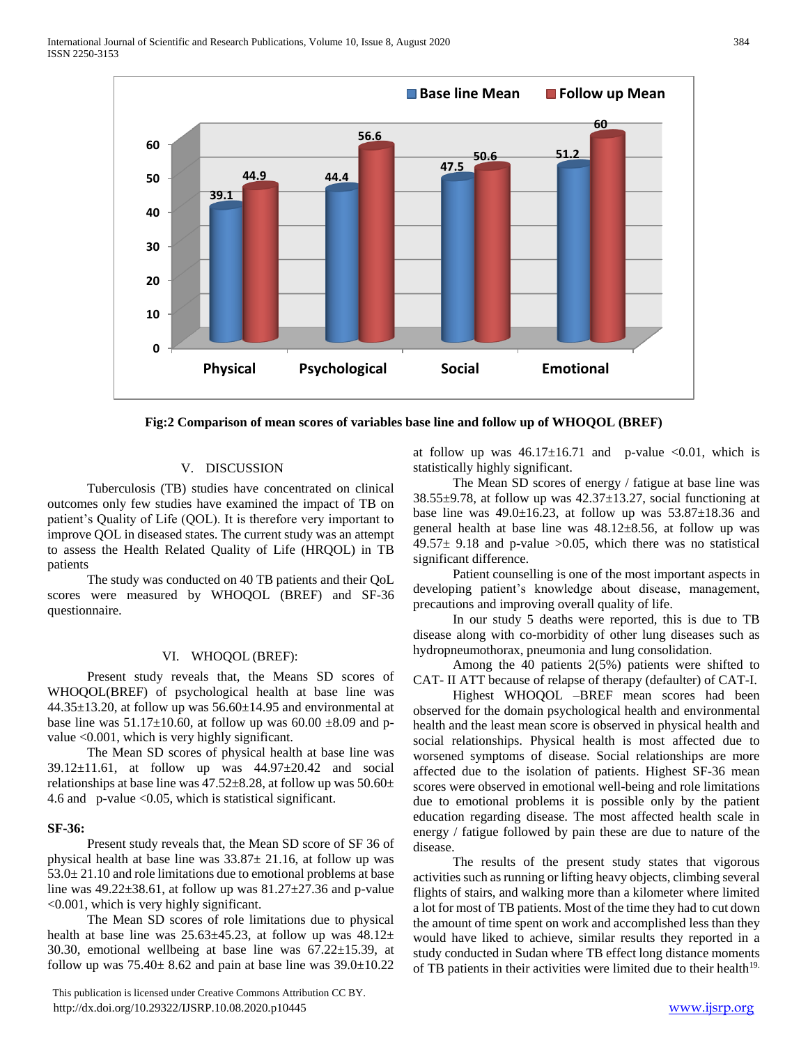**Fig:2 Comparison of mean scores of variables base line and follow up of WHOQOL (BREF)**

## V. DISCUSSION

Tuberculosis (TB) studies have concentrated on clinical outcomes only few studies have examined the impact of TB on patient's Quality of Life (QOL). It is therefore very important to improve QOL in diseased states. The current study was an attempt to assess the Health Related Quality of Life (HRQOL) in TB patients

The study was conducted on 40 TB patients and their QoL scores were measured by WHOQOL (BREF) and SF-36 questionnaire.

## VI. WHOQOL (BREF):

Present study reveals that, the Means SD scores of WHOQOL(BREF) of psychological health at base line was 44.35±13.20, at follow up was 56.60±14.95 and environmental at base line was 51.17±10.60, at follow up was 60.00 ±8.09 and p-value <0.001, which is very highly significant.

The Mean SD scores of physical health at base line was 39.12±11.61, at follow up was 44.97±20.42 and social relationships at base line was 47.52±8.28, at follow up was 50.60± 4.6 and p-value <0.05, which is statistical significant.

**SF-36:**

Present study reveals that, the Mean SD score of SF 36 of physical health at base line was 33.87± 21.16, at follow up was 53.0± 21.10 and role limitations due to emotional problems at base line was 49.22±38.61, at follow up was 81.27±27.36 and p-value <0.001, which is very highly significant.

The Mean SD scores of role limitations due to physical health at base line was 25.63±45.23, at follow up was 48.12± 30.30, emotional wellbeing at base line was 67.22±15.39, at follow up was 75.40± 8.62 and pain at base line was 39.0±10.22 at follow up was 46.17±16.71 and p-value <0.01, which is statistically highly significant.

The Mean SD scores of energy / fatigue at base line was 38.55±9.78, at follow up was 42.37±13.27, social functioning at base line was 49.0±16.23, at follow up was 53.87±18.36 and general health at base line was 48.12±8.56, at follow up was 49.57± 9.18 and p-value >0.05, which there was no statistical significant difference.

Patient counselling is one of the most important aspects in developing patient's knowledge about disease, management, precautions and improving overall quality of life.

In our study 5 deaths were reported, this is due to TB disease along with co-morbidity of other lung diseases such as hydropneumothorax, pneumonia and lung consolidation.

Among the 40 patients 2(5%) patients were shifted to CAT- II ATT because of relapse of therapy (defaulter) of CAT-I.

Highest WHOQOL –BREF mean scores had been observed for the domain psychological health and environmental health and the least mean score is observed in physical health and social relationships. Physical health is most affected due to worsened symptoms of disease. Social relationships are more affected due to the isolation of patients. Highest SF-36 mean scores were observed in emotional well-being and role limitations due to emotional problems it is possible only by the patient education regarding disease. The most affected health scale in energy / fatigue followed by pain these are due to nature of the disease.

The results of the present study states that vigorous activities such as running or lifting heavy objects, climbing several flights of stairs, and walking more than a kilometer where limited a lot for most of TB patients. Most of the time they had to cut down the amount of time spent on work and accomplished less than they would have liked to achieve, similar results they reported in a study conducted in Sudan where TB effect long distance moments of TB patients in their activities were limited due to their health[19].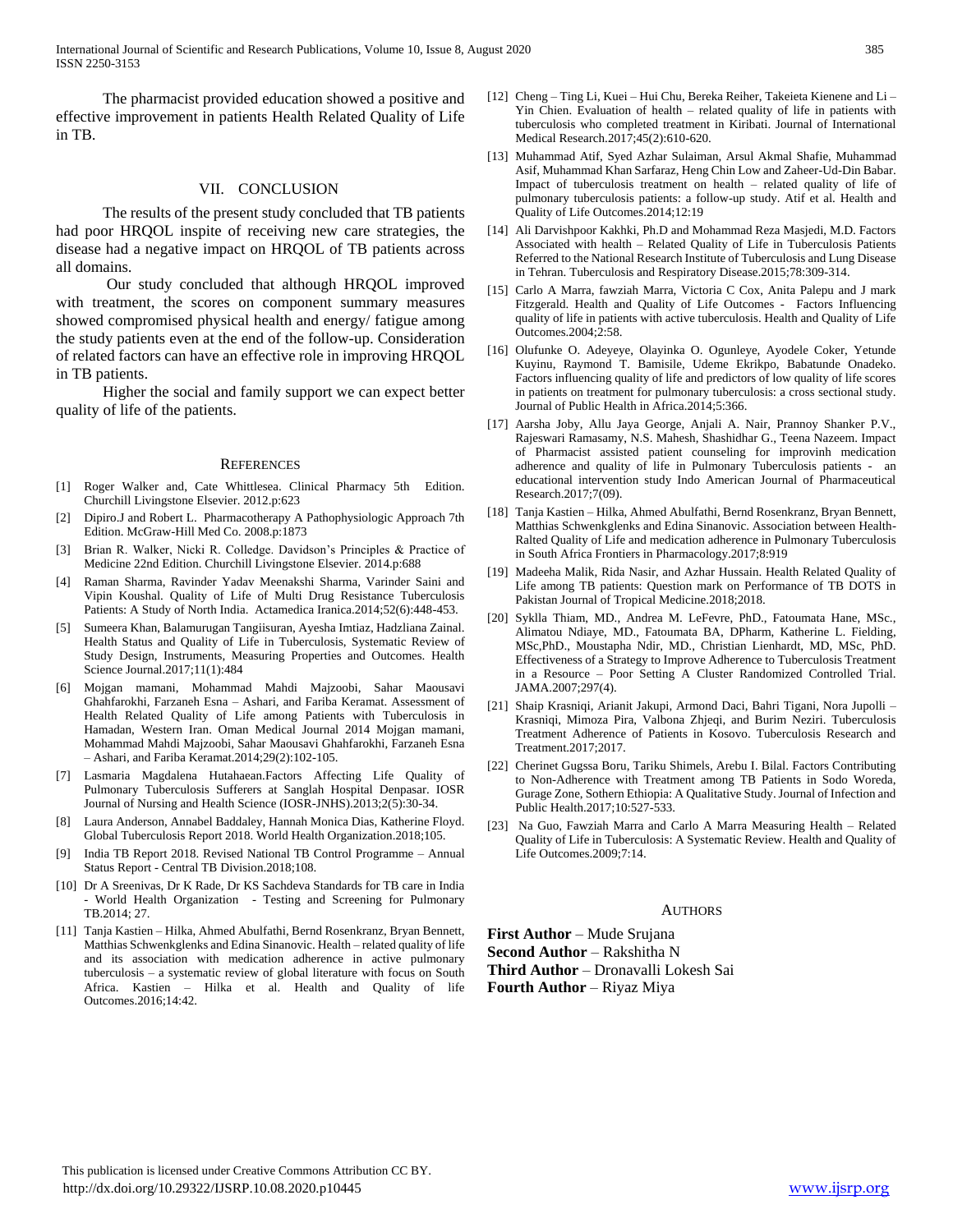The pharmacist provided education showed a positive and effective improvement in patients Health Related Quality of Life in TB.

## VII. CONCLUSION

The results of the present study concluded that TB patients had poor HRQOL inspite of receiving new care strategies, the disease had a negative impact on HRQOL of TB patients across all domains.

Our study concluded that although HRQOL improved with treatment, the scores on component summary measures showed compromised physical health and energy/ fatigue among the study patients even at the end of the follow-up. Consideration of related factors can have an effective role in improving HRQOL in TB patients.

Higher the social and family support we can expect better quality of life of the patients.

## REFERENCES

[1] Roger Walker and, Cate Whittlesea. Clinical Pharmacy 5th Edition. Churchill Livingstone Elsevier. 2012.p:623

[2] Dipiro.J and Robert L. Pharmacotherapy A Pathophysiologic Approach 7th Edition. McGraw-Hill Med Co. 2008.p:1873

[3] Brian R. Walker, Nicki R. Colledge. Davidson's Principles & Practice of Medicine 22nd Edition. Churchill Livingstone Elsevier. 2014.p:688

[4] Raman Sharma, Ravinder Yadav Meenakshi Sharma, Varinder Saini and Vipin Koushal. Quality of Life of Multi Drug Resistance Tuberculosis Patients: A Study of North India. Actamedica Iranica.2014;52(6):448-453.

[5] Sumeera Khan, Balamurugan Tangiisuran, Ayesha Imtiaz, Hadzliana Zainal. Health Status and Quality of Life in Tuberculosis, Systematic Review of Study Design, Instruments, Measuring Properties and Outcomes. Health Science Journal.2017;11(1):484

[6] Mojgan mamani, Mohammad Mahdi Majzoobi, Sahar Maousavi Ghahfarokhi, Farzaneh Esna – Ashari, and Fariba Keramat. Assessment of Health Related Quality of Life among Patients with Tuberculosis in Hamadan, Western Iran. Oman Medical Journal 2014 Mojgan mamani, Mohammad Mahdi Majzoobi, Sahar Maousavi Ghahfarokhi, Farzaneh Esna – Ashari, and Fariba Keramat.2014;29(2):102-105.

[7] Lasmaria Magdalena Hutahaean.Factors Affecting Life Quality of Pulmonary Tuberculosis Sufferers at Sanglah Hospital Denpasar. IOSR Journal of Nursing and Health Science (IOSR-JNHS).2013;2(5):30-34.

[8] Laura Anderson, Annabel Baddaley, Hannah Monica Dias, Katherine Floyd. Global Tuberculosis Report 2018. World Health Organization.2018;105.

[9] India TB Report 2018. Revised National TB Control Programme – Annual Status Report - Central TB Division.2018;108.

[10] Dr A Sreenivas, Dr K Rade, Dr KS Sachdeva Standards for TB care in India - World Health Organization - Testing and Screening for Pulmonary TB.2014; 27.

[11] Tanja Kastien – Hilka, Ahmed Abulfathi, Bernd Rosenkranz, Bryan Bennett, Matthias Schwenkglenks and Edina Sinanovic. Health – related quality of life and its association with medication adherence in active pulmonary tuberculosis – a systematic review of global literature with focus on South Africa. Kastien – Hilka et al. Health and Quality of life Outcomes.2016;14:42.

[12] Cheng – Ting Li, Kuei – Hui Chu, Bereka Reiher, Takeieta Kienene and Li – Yin Chien. Evaluation of health – related quality of life in patients with tuberculosis who completed treatment in Kiribati. Journal of International Medical Research.2017;45(2):610-620.

[13] Muhammad Atif, Syed Azhar Sulaiman, Arsul Akmal Shafie, Muhammad Asif, Muhammad Khan Sarfaraz, Heng Chin Low and Zaheer-Ud-Din Babar. Impact of tuberculosis treatment on health – related quality of life of pulmonary tuberculosis patients: a follow-up study. Atif et al. Health and Quality of Life Outcomes.2014;12:19

[14] Ali Darvishpoor Kakhki, Ph.D and Mohammad Reza Masjedi, M.D. Factors Associated with health – Related Quality of Life in Tuberculosis Patients Referred to the National Research Institute of Tuberculosis and Lung Disease in Tehran. Tuberculosis and Respiratory Disease.2015;78:309-314.

[15] Carlo A Marra, fawziah Marra, Victoria C Cox, Anita Palepu and J mark Fitzgerald. Health and Quality of Life Outcomes - Factors Influencing quality of life in patients with active tuberculosis. Health and Quality of Life Outcomes.2004;2:58.

[16] Olufunke O. Adeyeye, Olayinka O. Ogunleye, Ayodele Coker, Yetunde Kuyinu, Raymond T. Bamisile, Udeme Ekrikpo, Babatunde Onadeko. Factors influencing quality of life and predictors of low quality of life scores in patients on treatment for pulmonary tuberculosis: a cross sectional study. Journal of Public Health in Africa.2014;5:366.

[17] Aarsha Joby, Allu Jaya George, Anjali A. Nair, Prannoy Shanker P.V., Rajeswari Ramasamy, N.S. Mahesh, Shashidhar G., Teena Nazeem. Impact of Pharmacist assisted patient counseling for improvinh medication adherence and quality of life in Pulmonary Tuberculosis patients - an educational intervention study Indo American Journal of Pharmaceutical Research.2017;7(09).

[18] Tanja Kastien – Hilka, Ahmed Abulfathi, Bernd Rosenkranz, Bryan Bennett, Matthias Schwenkglenks and Edina Sinanovic. Association between Health-Ralted Quality of Life and medication adherence in Pulmonary Tuberculosis in South Africa Frontiers in Pharmacology.2017;8:919

[19] Madeeha Malik, Rida Nasir, and Azhar Hussain. Health Related Quality of Life among TB patients: Question mark on Performance of TB DOTS in Pakistan Journal of Tropical Medicine.2018;2018.

[20] Syklla Thiam, MD., Andrea M. LeFevre, PhD., Fatoumata Hane, MSc., Alimatou Ndiaye, MD., Fatoumata BA, DPharm, Katherine L. Fielding, MSc,PhD., Moustapha Ndir, MD., Christian Lienhardt, MD, MSc, PhD. Effectiveness of a Strategy to Improve Adherence to Tuberculosis Treatment in a Resource – Poor Setting A Cluster Randomized Controlled Trial. JAMA.2007;297(4).

[21] Shaip Krasniqi, Arianit Jakupi, Armond Daci, Bahri Tigani, Nora Jupolli – Krasniqi, Mimoza Pira, Valbona Zhjeqi, and Burim Neziri. Tuberculosis Treatment Adherence of Patients in Kosovo. Tuberculosis Research and Treatment.2017;2017.

[22] Cherinet Gugssa Boru, Tariku Shimels, Arebu I. Bilal. Factors Contributing to Non-Adherence with Treatment among TB Patients in Sodo Woreda, Gurage Zone, Sothern Ethiopia: A Qualitative Study. Journal of Infection and Public Health.2017;10:527-533.

[23] Na Guo, Fawziah Marra and Carlo A Marra Measuring Health – Related Quality of Life in Tuberculosis: A Systematic Review. Health and Quality of Life Outcomes.2009;7:14.

## AUTHORS

**First Author** – Mude Srujana
**Second Author** – Rakshitha N
**Third Author** – Dronavalli Lokesh Sai
**Fourth Author** – Riyaz Miya